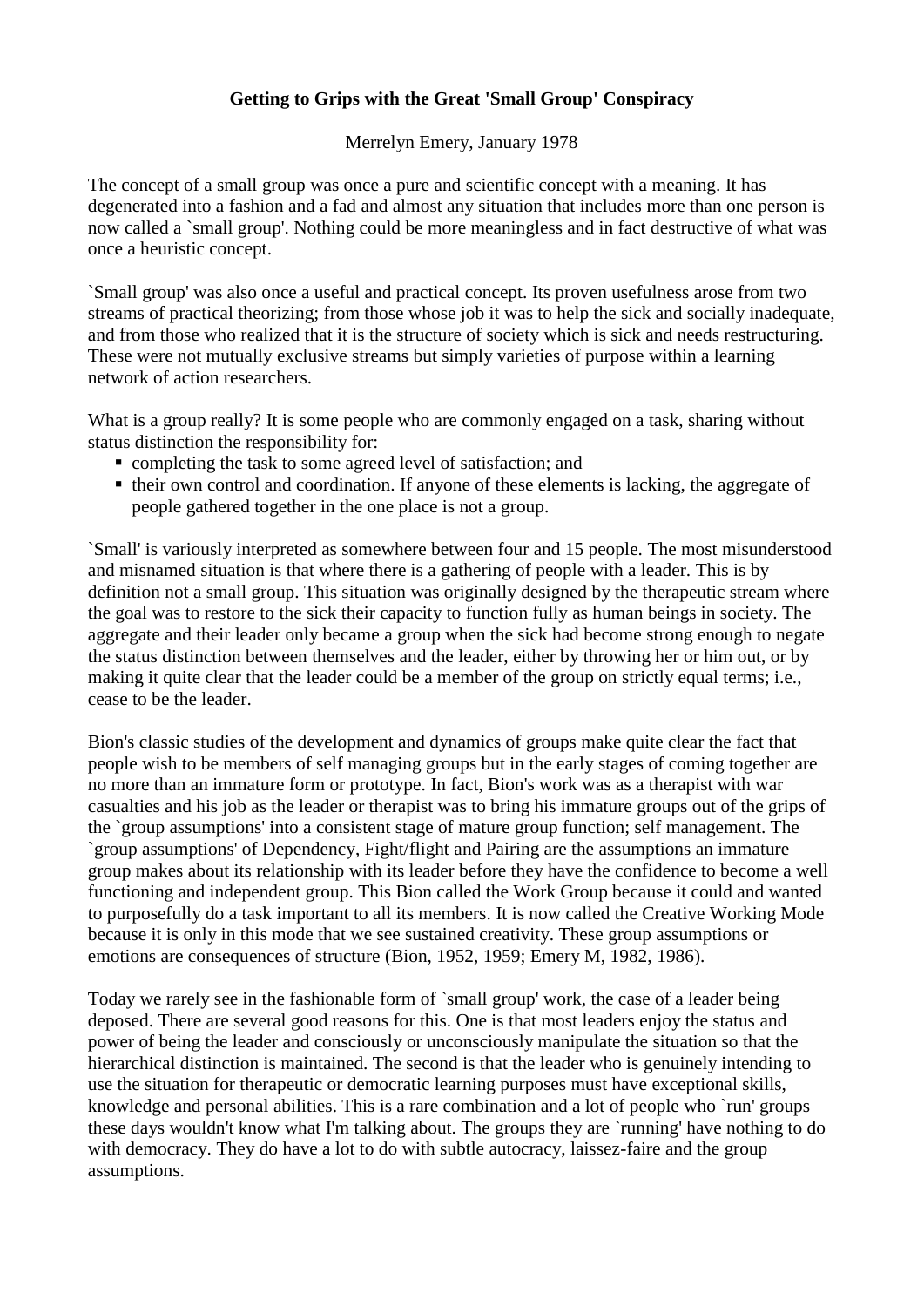**Getting to Grips with the Great 'Small Group' Conspiracy**

Merrelyn Emery, January 1978

The concept of a small group was once a pure and scientific concept with a meaning. It has degenerated into a fashion and a fad and almost any situation that includes more than one person is now called a `small group'. Nothing could be more meaningless and in fact destructive of what was once a heuristic concept.

`Small group' was also once a useful and practical concept. Its proven usefulness arose from two streams of practical theorizing; from those whose job it was to help the sick and socially inadequate, and from those who realized that it is the structure of society which is sick and needs restructuring. These were not mutually exclusive streams but simply varieties of purpose within a learning network of action researchers.

What is a group really? It is some people who are commonly engaged on a task, sharing without status distinction the responsibility for:

- completing the task to some agreed level of satisfaction; and
- their own control and coordination. If anyone of these elements is lacking, the aggregate of people gathered together in the one place is not a group.

`Small' is variously interpreted as somewhere between four and 15 people. The most misunderstood and misnamed situation is that where there is a gathering of people with a leader. This is by definition not a small group. This situation was originally designed by the therapeutic stream where the goal was to restore to the sick their capacity to function fully as human beings in society. The aggregate and their leader only became a group when the sick had become strong enough to negate the status distinction between themselves and the leader, either by throwing her or him out, or by making it quite clear that the leader could be a member of the group on strictly equal terms; i.e., cease to be the leader.

Bion's classic studies of the development and dynamics of groups make quite clear the fact that people wish to be members of self managing groups but in the early stages of coming together are no more than an immature form or prototype. In fact, Bion's work was as a therapist with war casualties and his job as the leader or therapist was to bring his immature groups out of the grips of the `group assumptions' into a consistent stage of mature group function; self management. The `group assumptions' of Dependency, Fight/flight and Pairing are the assumptions an immature group makes about its relationship with its leader before they have the confidence to become a well functioning and independent group. This Bion called the Work Group because it could and wanted to purposefully do a task important to all its members. It is now called the Creative Working Mode because it is only in this mode that we see sustained creativity. These group assumptions or emotions are consequences of structure (Bion, 1952, 1959; Emery M, 1982, 1986).

Today we rarely see in the fashionable form of `small group' work, the case of a leader being deposed. There are several good reasons for this. One is that most leaders enjoy the status and power of being the leader and consciously or unconsciously manipulate the situation so that the hierarchical distinction is maintained. The second is that the leader who is genuinely intending to use the situation for therapeutic or democratic learning purposes must have exceptional skills, knowledge and personal abilities. This is a rare combination and a lot of people who `run' groups these days wouldn't know what I'm talking about. The groups they are `running' have nothing to do with democracy. They do have a lot to do with subtle autocracy, laissez-faire and the group assumptions.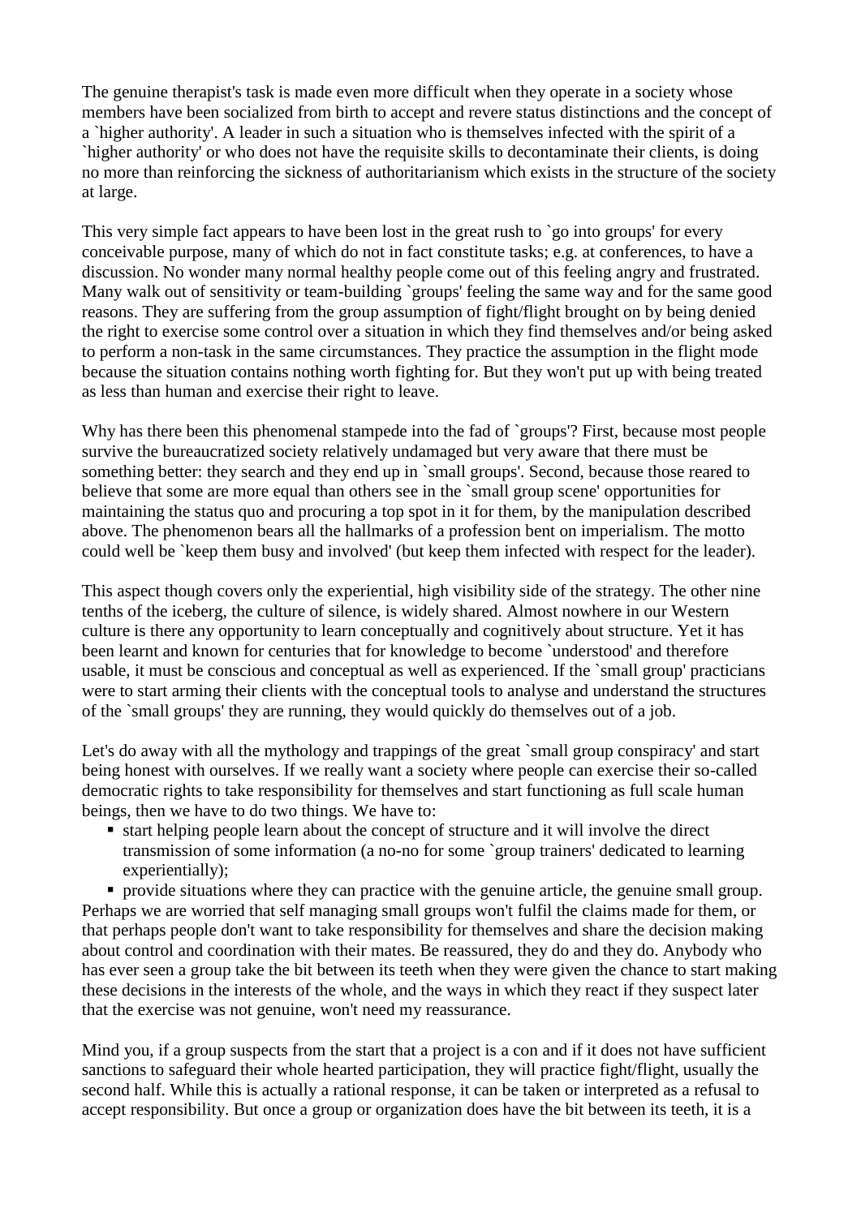The genuine therapist's task is made even more difficult when they operate in a society whose members have been socialized from birth to accept and revere status distinctions and the concept of a `higher authority'. A leader in such a situation who is themselves infected with the spirit of a `higher authority' or who does not have the requisite skills to decontaminate their clients, is doing no more than reinforcing the sickness of authoritarianism which exists in the structure of the society at large.

This very simple fact appears to have been lost in the great rush to `go into groups' for every conceivable purpose, many of which do not in fact constitute tasks; e.g. at conferences, to have a discussion. No wonder many normal healthy people come out of this feeling angry and frustrated. Many walk out of sensitivity or team-building `groups' feeling the same way and for the same good reasons. They are suffering from the group assumption of fight/flight brought on by being denied the right to exercise some control over a situation in which they find themselves and/or being asked to perform a non-task in the same circumstances. They practice the assumption in the flight mode because the situation contains nothing worth fighting for. But they won't put up with being treated as less than human and exercise their right to leave.

Why has there been this phenomenal stampede into the fad of `groups'? First, because most people survive the bureaucratized society relatively undamaged but very aware that there must be something better: they search and they end up in `small groups'. Second, because those reared to believe that some are more equal than others see in the `small group scene' opportunities for maintaining the status quo and procuring a top spot in it for them, by the manipulation described above. The phenomenon bears all the hallmarks of a profession bent on imperialism. The motto could well be `keep them busy and involved' (but keep them infected with respect for the leader).

This aspect though covers only the experiential, high visibility side of the strategy. The other nine tenths of the iceberg, the culture of silence, is widely shared. Almost nowhere in our Western culture is there any opportunity to learn conceptually and cognitively about structure. Yet it has been learnt and known for centuries that for knowledge to become `understood' and therefore usable, it must be conscious and conceptual as well as experienced. If the `small group' practicians were to start arming their clients with the conceptual tools to analyse and understand the structures of the `small groups' they are running, they would quickly do themselves out of a job.

Let's do away with all the mythology and trappings of the great `small group conspiracy' and start being honest with ourselves. If we really want a society where people can exercise their so-called democratic rights to take responsibility for themselves and start functioning as full scale human beings, then we have to do two things. We have to:

- start helping people learn about the concept of structure and it will involve the direct transmission of some information (a no-no for some `group trainers' dedicated to learning experientially);
- provide situations where they can practice with the genuine article, the genuine small group.

Perhaps we are worried that self managing small groups won't fulfil the claims made for them, or that perhaps people don't want to take responsibility for themselves and share the decision making about control and coordination with their mates. Be reassured, they do and they do. Anybody who has ever seen a group take the bit between its teeth when they were given the chance to start making these decisions in the interests of the whole, and the ways in which they react if they suspect later that the exercise was not genuine, won't need my reassurance.

Mind you, if a group suspects from the start that a project is a con and if it does not have sufficient sanctions to safeguard their whole hearted participation, they will practice fight/flight, usually the second half. While this is actually a rational response, it can be taken or interpreted as a refusal to accept responsibility. But once a group or organization does have the bit between its teeth, it is a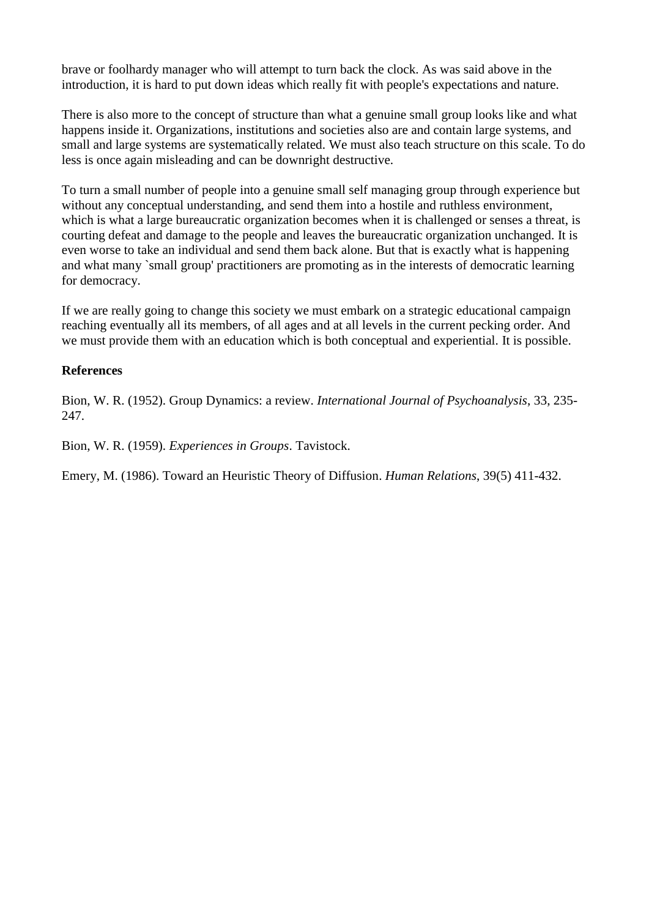brave or foolhardy manager who will attempt to turn back the clock. As was said above in the introduction, it is hard to put down ideas which really fit with people's expectations and nature.

There is also more to the concept of structure than what a genuine small group looks like and what happens inside it. Organizations, institutions and societies also are and contain large systems, and small and large systems are systematically related. We must also teach structure on this scale. To do less is once again misleading and can be downright destructive.

To turn a small number of people into a genuine small self managing group through experience but without any conceptual understanding, and send them into a hostile and ruthless environment, which is what a large bureaucratic organization becomes when it is challenged or senses a threat, is courting defeat and damage to the people and leaves the bureaucratic organization unchanged. It is even worse to take an individual and send them back alone. But that is exactly what is happening and what many `small group' practitioners are promoting as in the interests of democratic learning for democracy.

If we are really going to change this society we must embark on a strategic educational campaign reaching eventually all its members, of all ages and at all levels in the current pecking order. And we must provide them with an education which is both conceptual and experiential. It is possible.

**References**

Bion, W. R. (1952). Group Dynamics: a review. *International Journal of Psychoanalysis*, 33, 235-247.

Bion, W. R. (1959). *Experiences in Groups*. Tavistock.

Emery, M. (1986). Toward an Heuristic Theory of Diffusion. *Human Relations*, 39(5) 411-432.